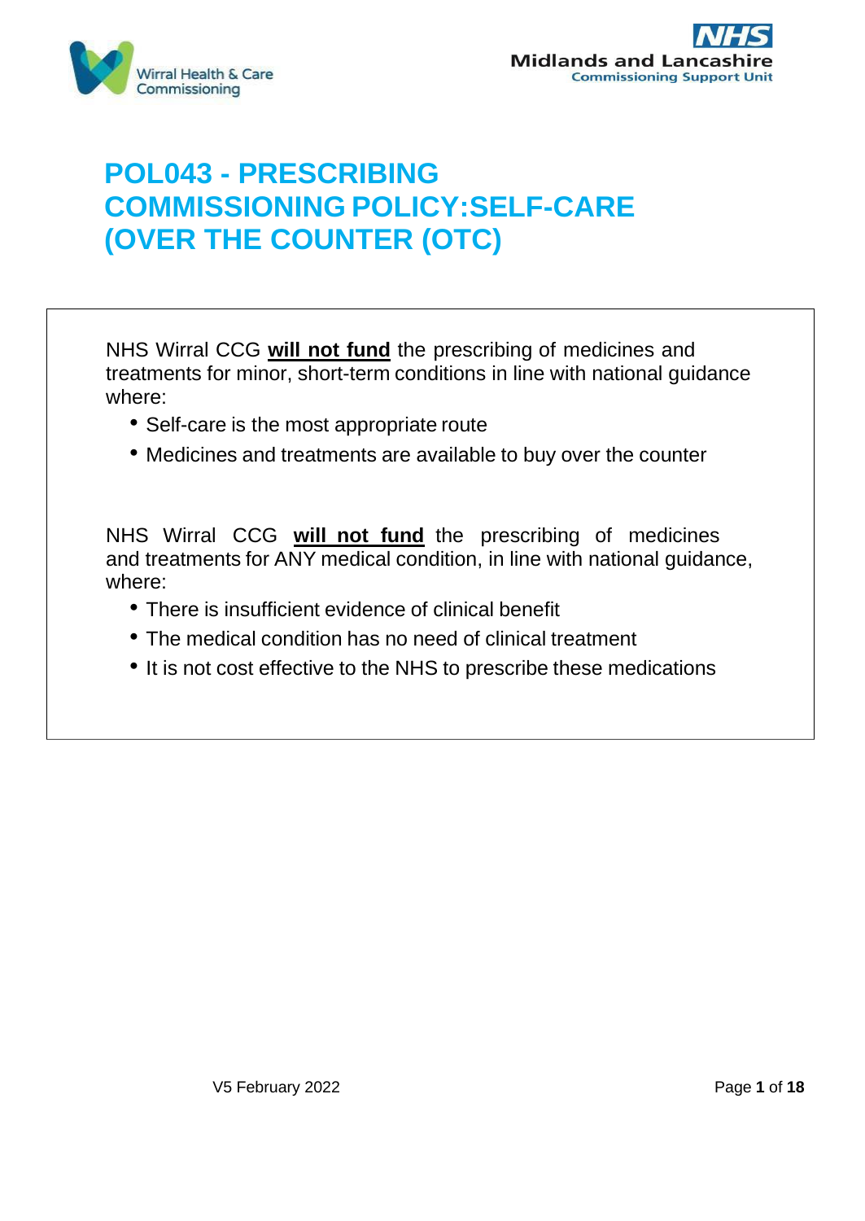# POL043 - PRESCRIBING COMMISSIONING POLICY:SELF-CARE (OVER THE COUNTER (OTC)

NHS Wirral CCG **will not fund** the prescribing of medicines and treatments for minor, short-term conditions in line with national guidance where:

- Self-care is the most appropriate route
- Medicines and treatments are available to buy over the counter

NHS Wirral CCG **will not fund** the prescribing of medicines and treatments for ANY medical condition, in line with national guidance, where:

- There is insufficient evidence of clinical benefit
- The medical condition has no need of clinical treatment
- It is not cost effective to the NHS to prescribe these medications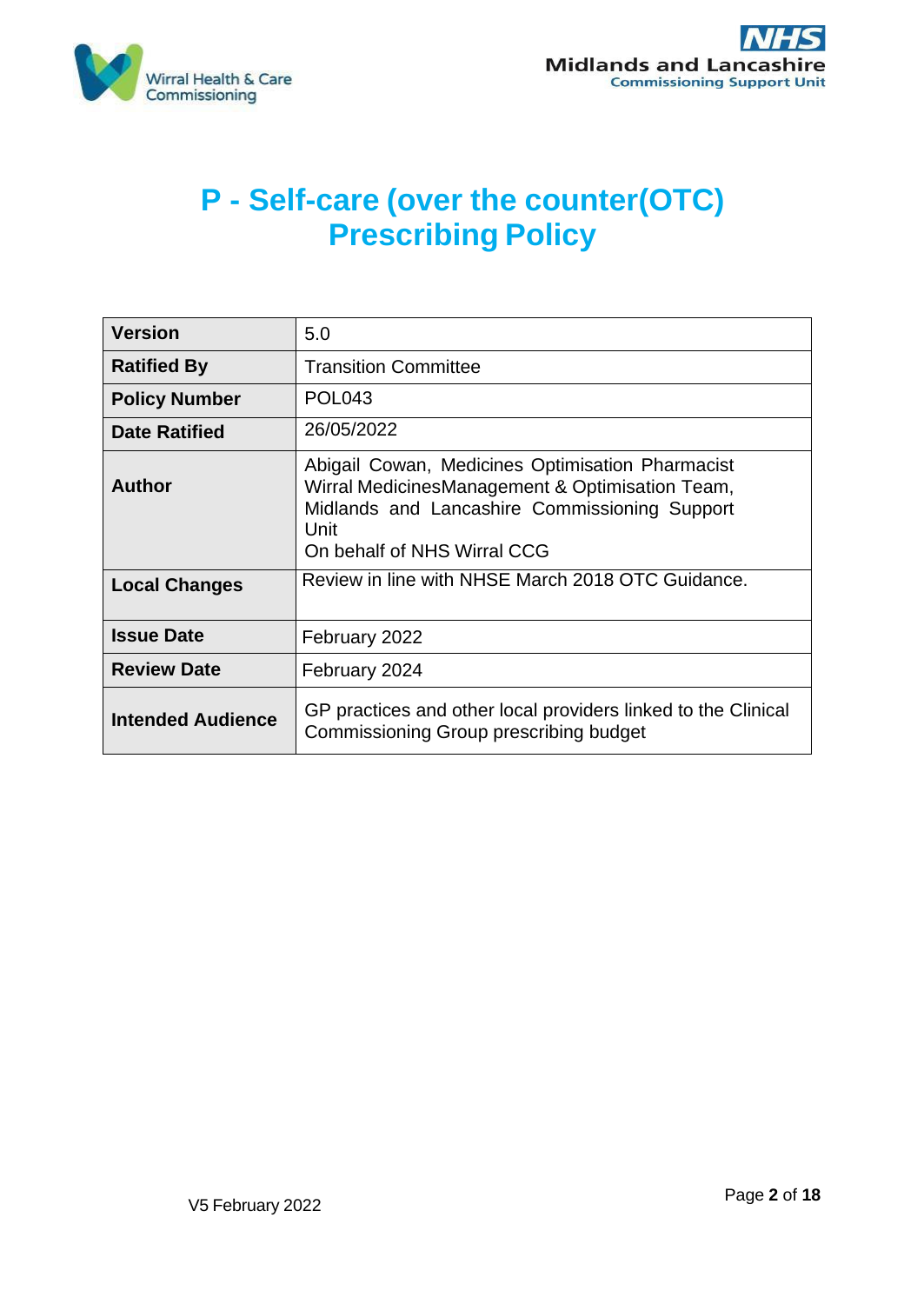# P - Self-care (over the counter(OTC) Prescribing Policy

| | |
|---|---|
| **Version** | 5.0 |
| **Ratified By** | Transition Committee |
| **Policy Number** | POL043 |
| **Date Ratified** | 26/05/2022 |
| **Author** | Abigail Cowan, Medicines Optimisation Pharmacist Wirral MedicinesManagement & Optimisation Team, Midlands and Lancashire Commissioning Support Unit On behalf of NHS Wirral CCG |
| **Local Changes** | Review in line with NHSE March 2018 OTC Guidance. |
| **Issue Date** | February 2022 |
| **Review Date** | February 2024 |
| **Intended Audience** | GP practices and other local providers linked to the Clinical Commissioning Group prescribing budget |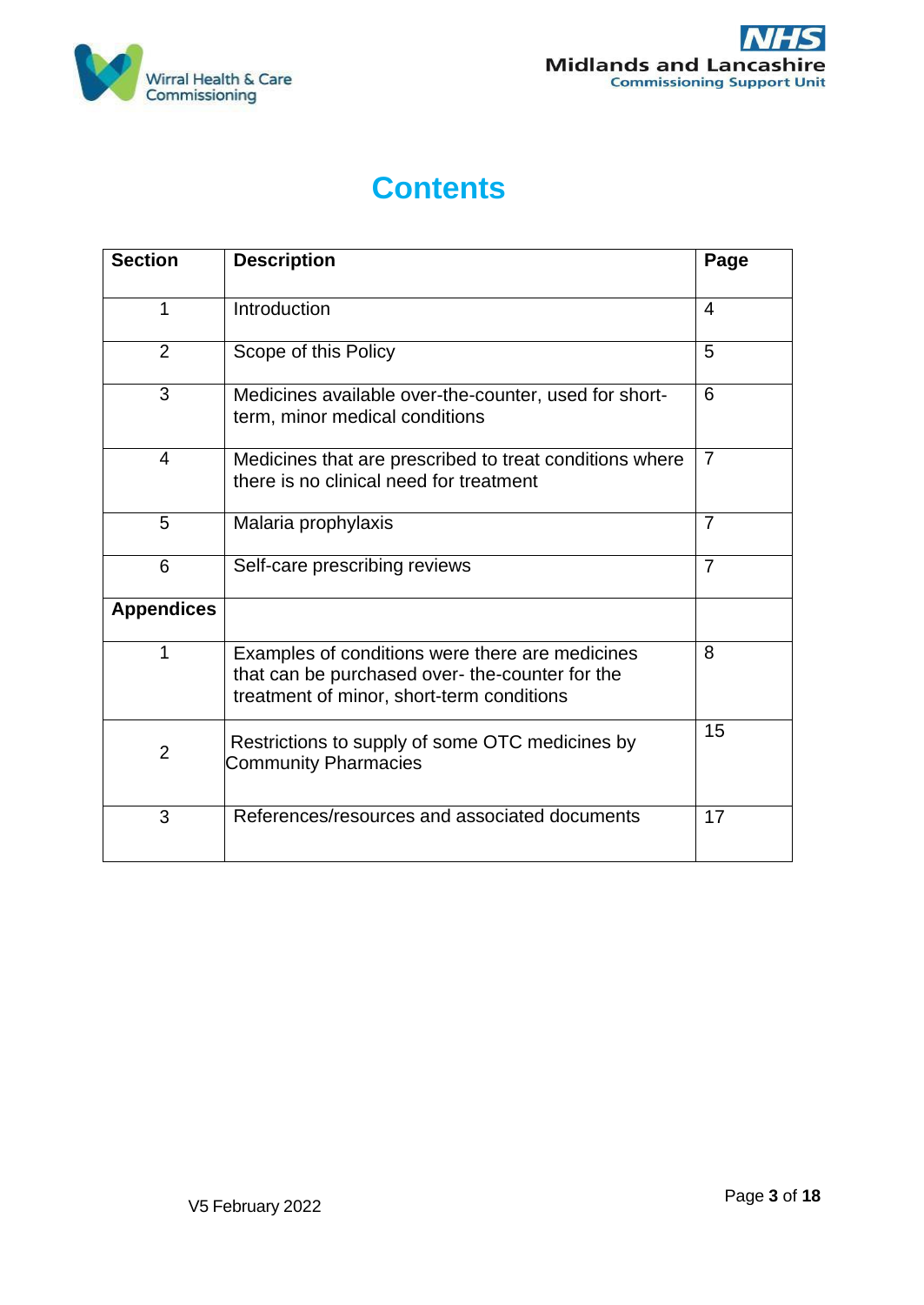# Contents

| Section | Description | Page |
|---|---|---|
| 1 | Introduction | 4 |
| 2 | Scope of this Policy | 5 |
| 3 | Medicines available over-the-counter, used for short-term, minor medical conditions | 6 |
| 4 | Medicines that are prescribed to treat conditions where there is no clinical need for treatment | 7 |
| 5 | Malaria prophylaxis | 7 |
| 6 | Self-care prescribing reviews | 7 |
| **Appendices** | | |
| 1 | Examples of conditions were there are medicines that can be purchased over- the-counter for the treatment of minor, short-term conditions | 8 |
| 2 | Restrictions to supply of some OTC medicines by Community Pharmacies | 15 |
| 3 | References/resources and associated documents | 17 |

V5 February 2022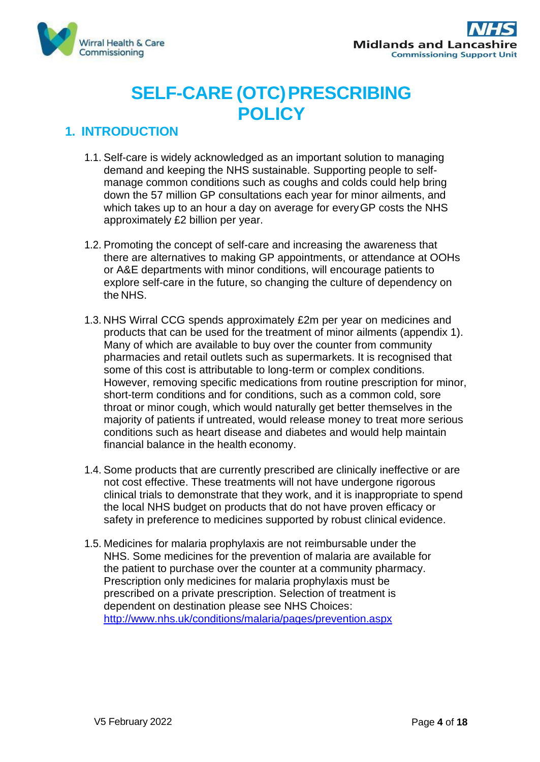# SELF-CARE (OTC) PRESCRIBING POLICY

## 1. INTRODUCTION

1.1. Self-care is widely acknowledged as an important solution to managing demand and keeping the NHS sustainable. Supporting people to self-manage common conditions such as coughs and colds could help bring down the 57 million GP consultations each year for minor ailments, and which takes up to an hour a day on average for every GP costs the NHS approximately £2 billion per year.

1.2. Promoting the concept of self-care and increasing the awareness that there are alternatives to making GP appointments, or attendance at OOHs or A&E departments with minor conditions, will encourage patients to explore self-care in the future, so changing the culture of dependency on the NHS.

1.3. NHS Wirral CCG spends approximately £2m per year on medicines and products that can be used for the treatment of minor ailments (appendix 1). Many of which are available to buy over the counter from community pharmacies and retail outlets such as supermarkets. It is recognised that some of this cost is attributable to long-term or complex conditions. However, removing specific medications from routine prescription for minor, short-term conditions and for conditions, such as a common cold, sore throat or minor cough, which would naturally get better themselves in the majority of patients if untreated, would release money to treat more serious conditions such as heart disease and diabetes and would help maintain financial balance in the health economy.

1.4. Some products that are currently prescribed are clinically ineffective or are not cost effective. These treatments will not have undergone rigorous clinical trials to demonstrate that they work, and it is inappropriate to spend the local NHS budget on products that do not have proven efficacy or safety in preference to medicines supported by robust clinical evidence.

1.5. Medicines for malaria prophylaxis are not reimbursable under the NHS. Some medicines for the prevention of malaria are available for the patient to purchase over the counter at a community pharmacy. Prescription only medicines for malaria prophylaxis must be prescribed on a private prescription. Selection of treatment is dependent on destination please see NHS Choices: http://www.nhs.uk/conditions/malaria/pages/prevention.aspx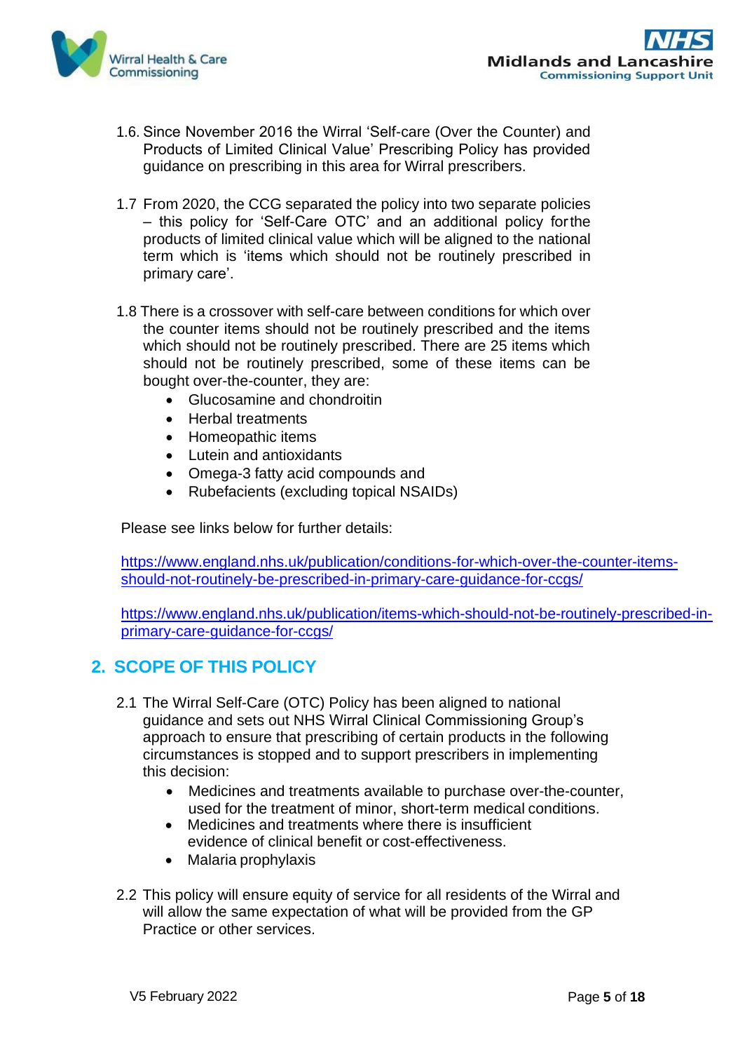1.6. Since November 2016 the Wirral 'Self-care (Over the Counter) and Products of Limited Clinical Value' Prescribing Policy has provided guidance on prescribing in this area for Wirral prescribers.

1.7 From 2020, the CCG separated the policy into two separate policies – this policy for 'Self-Care OTC' and an additional policy for the products of limited clinical value which will be aligned to the national term which is 'items which should not be routinely prescribed in primary care'.

1.8 There is a crossover with self-care between conditions for which over the counter items should not be routinely prescribed and the items which should not be routinely prescribed. There are 25 items which should not be routinely prescribed, some of these items can be bought over-the-counter, they are:

- Glucosamine and chondroitin
- Herbal treatments
- Homeopathic items
- Lutein and antioxidants
- Omega-3 fatty acid compounds and
- Rubefacients (excluding topical NSAIDs)

Please see links below for further details:

https://www.england.nhs.uk/publication/conditions-for-which-over-the-counter-items-should-not-routinely-be-prescribed-in-primary-care-guidance-for-ccgs/

https://www.england.nhs.uk/publication/items-which-should-not-be-routinely-prescribed-in-primary-care-guidance-for-ccgs/

## 2. SCOPE OF THIS POLICY

2.1 The Wirral Self-Care (OTC) Policy has been aligned to national guidance and sets out NHS Wirral Clinical Commissioning Group's approach to ensure that prescribing of certain products in the following circumstances is stopped and to support prescribers in implementing this decision:

- Medicines and treatments available to purchase over-the-counter, used for the treatment of minor, short-term medical conditions.
- Medicines and treatments where there is insufficient evidence of clinical benefit or cost-effectiveness.
- Malaria prophylaxis

2.2 This policy will ensure equity of service for all residents of the Wirral and will allow the same expectation of what will be provided from the GP Practice or other services.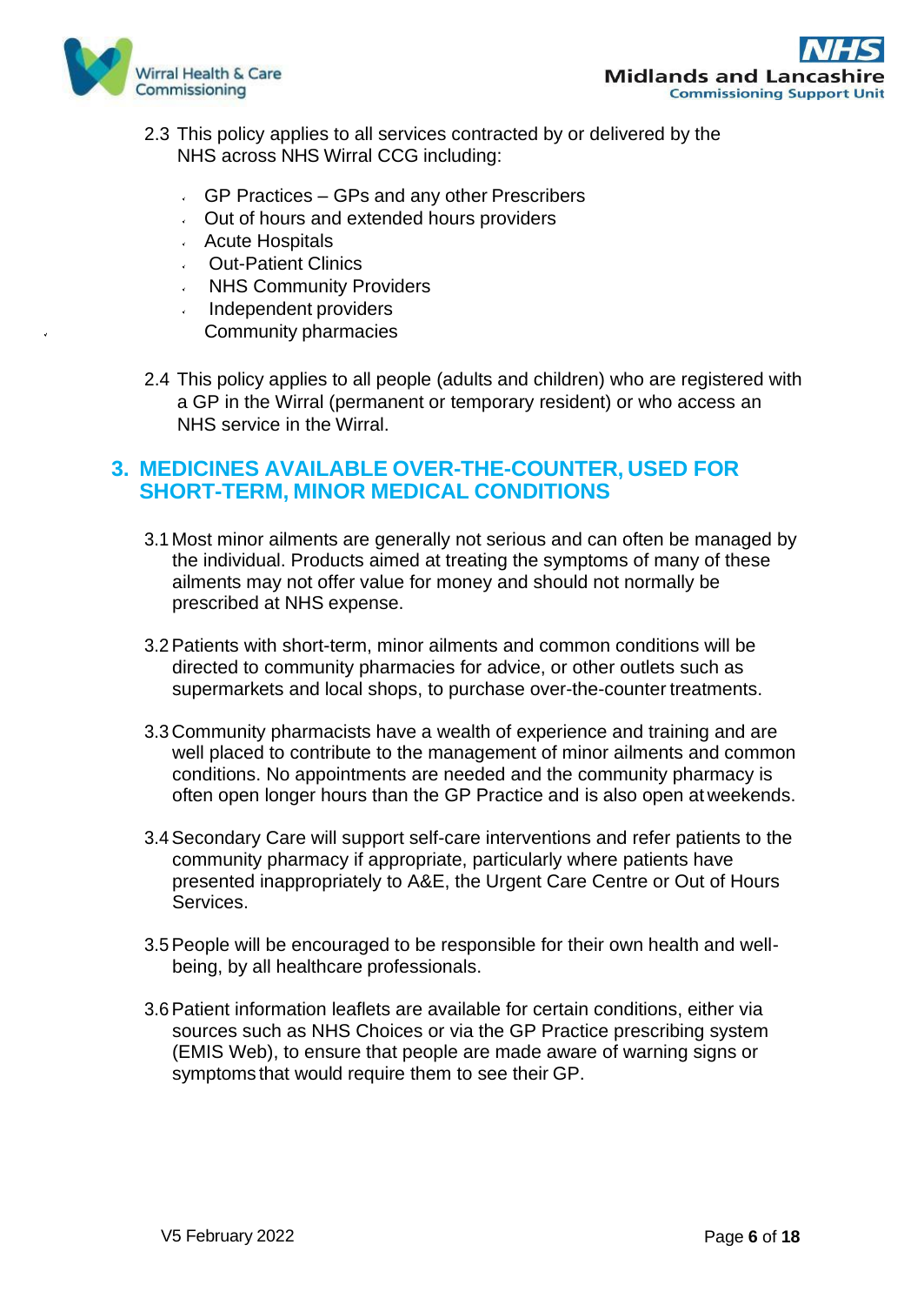2.3 This policy applies to all services contracted by or delivered by the NHS across NHS Wirral CCG including:

- GP Practices – GPs and any other Prescribers
- Out of hours and extended hours providers
- Acute Hospitals
- Out-Patient Clinics
- NHS Community Providers
- Independent providers
- Community pharmacies

2.4 This policy applies to all people (adults and children) who are registered with a GP in the Wirral (permanent or temporary resident) or who access an NHS service in the Wirral.

## 3. MEDICINES AVAILABLE OVER-THE-COUNTER, USED FOR SHORT-TERM, MINOR MEDICAL CONDITIONS

3.1 Most minor ailments are generally not serious and can often be managed by the individual. Products aimed at treating the symptoms of many of these ailments may not offer value for money and should not normally be prescribed at NHS expense.

3.2 Patients with short-term, minor ailments and common conditions will be directed to community pharmacies for advice, or other outlets such as supermarkets and local shops, to purchase over-the-counter treatments.

3.3 Community pharmacists have a wealth of experience and training and are well placed to contribute to the management of minor ailments and common conditions. No appointments are needed and the community pharmacy is often open longer hours than the GP Practice and is also open at weekends.

3.4 Secondary Care will support self-care interventions and refer patients to the community pharmacy if appropriate, particularly where patients have presented inappropriately to A&E, the Urgent Care Centre or Out of Hours Services.

3.5 People will be encouraged to be responsible for their own health and well-being, by all healthcare professionals.

3.6 Patient information leaflets are available for certain conditions, either via sources such as NHS Choices or via the GP Practice prescribing system (EMIS Web), to ensure that people are made aware of warning signs or symptoms that would require them to see their GP.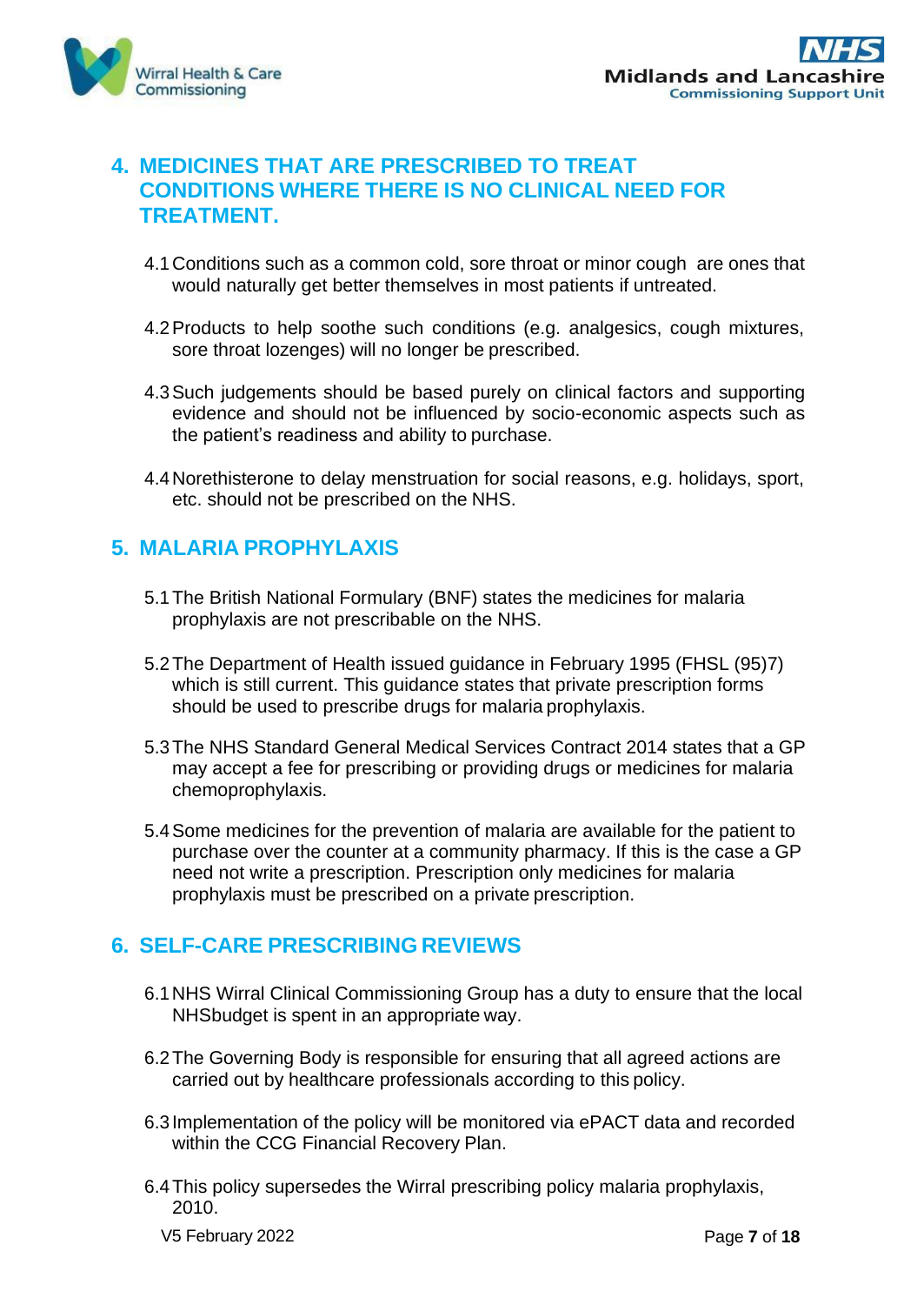## 4. MEDICINES THAT ARE PRESCRIBED TO TREAT CONDITIONS WHERE THERE IS NO CLINICAL NEED FOR TREATMENT.

4.1 Conditions such as a common cold, sore throat or minor cough are ones that would naturally get better themselves in most patients if untreated.

4.2 Products to help soothe such conditions (e.g. analgesics, cough mixtures, sore throat lozenges) will no longer be prescribed.

4.3 Such judgements should be based purely on clinical factors and supporting evidence and should not be influenced by socio-economic aspects such as the patient's readiness and ability to purchase.

4.4 Norethisterone to delay menstruation for social reasons, e.g. holidays, sport, etc. should not be prescribed on the NHS.

## 5. MALARIA PROPHYLAXIS

5.1 The British National Formulary (BNF) states the medicines for malaria prophylaxis are not prescribable on the NHS.

5.2 The Department of Health issued guidance in February 1995 (FHSL (95)7) which is still current. This guidance states that private prescription forms should be used to prescribe drugs for malaria prophylaxis.

5.3 The NHS Standard General Medical Services Contract 2014 states that a GP may accept a fee for prescribing or providing drugs or medicines for malaria chemoprophylaxis.

5.4 Some medicines for the prevention of malaria are available for the patient to purchase over the counter at a community pharmacy. If this is the case a GP need not write a prescription. Prescription only medicines for malaria prophylaxis must be prescribed on a private prescription.

## 6. SELF-CARE PRESCRIBING REVIEWS

6.1 NHS Wirral Clinical Commissioning Group has a duty to ensure that the local NHSbudget is spent in an appropriate way.

6.2 The Governing Body is responsible for ensuring that all agreed actions are carried out by healthcare professionals according to this policy.

6.3 Implementation of the policy will be monitored via ePACT data and recorded within the CCG Financial Recovery Plan.

6.4 This policy supersedes the Wirral prescribing policy malaria prophylaxis, 2010.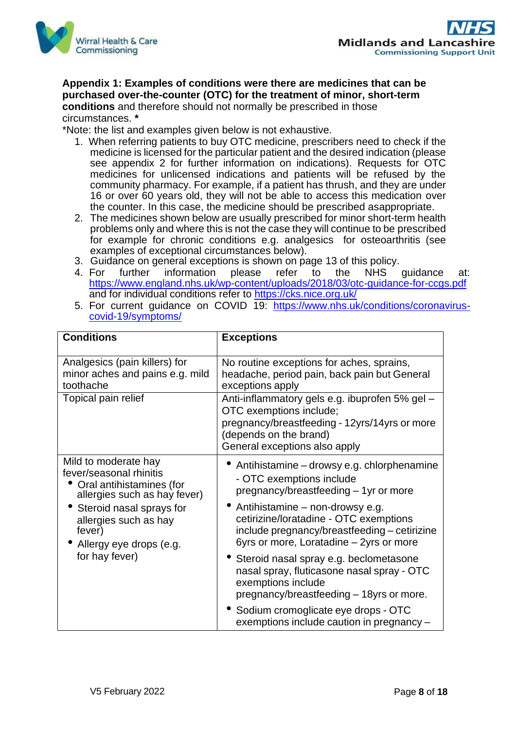**Appendix 1: Examples of conditions were there are medicines that can be purchased over-the-counter (OTC) for the treatment of minor, short-term conditions** and therefore should not normally be prescribed in those circumstances. *****

*Note: the list and examples given below is not exhaustive.

1. When referring patients to buy OTC medicine, prescribers need to check if the medicine is licensed for the particular patient and the desired indication (please see appendix 2 for further information on indications). Requests for OTC medicines for unlicensed indications and patients will be refused by the community pharmacy. For example, if a patient has thrush, and they are under 16 or over 60 years old, they will not be able to access this medication over the counter. In this case, the medicine should be prescribed asappropriate.
2. The medicines shown below are usually prescribed for minor short-term health problems only and where this is not the case they will continue to be prescribed for example for chronic conditions e.g. analgesics for osteoarthritis (see examples of exceptional circumstances below).
3. Guidance on general exceptions is shown on page 13 of this policy.
4. For further information please refer to the NHS guidance at: https://www.england.nhs.uk/wp-content/uploads/2018/03/otc-guidance-for-ccgs.pdf and for individual conditions refer to https://cks.nice.org.uk/
5. For current guidance on COVID 19: https://www.nhs.uk/conditions/coronavirus-covid-19/symptoms/

| Conditions | Exceptions |
|---|---|
| Analgesics (pain killers) for minor aches and pains e.g. mild toothache | No routine exceptions for aches, sprains, headache, period pain, back pain but General exceptions apply |
| Topical pain relief | Anti-inflammatory gels e.g. ibuprofen 5% gel – OTC exemptions include;<br>pregnancy/breastfeeding - 12yrs/14yrs or more (depends on the brand)<br>General exceptions also apply |
| Mild to moderate hay fever/seasonal rhinitis<br>• Oral antihistamines (for allergies such as hay fever)<br>• Steroid nasal sprays for allergies such as hay fever)<br>• Allergy eye drops (e.g. for hay fever) | • Antihistamine – drowsy e.g. chlorphenamine - OTC exemptions include pregnancy/breastfeeding – 1yr or more<br>• Antihistamine – non-drowsy e.g. cetirizine/loratadine - OTC exemptions include pregnancy/breastfeeding – cetirizine 6yrs or more, Loratadine – 2yrs or more<br>• Steroid nasal spray e.g. beclometasone nasal spray, fluticasone nasal spray - OTC exemptions include pregnancy/breastfeeding – 18yrs or more.<br>• Sodium cromoglicate eye drops - OTC exemptions include caution in pregnancy – |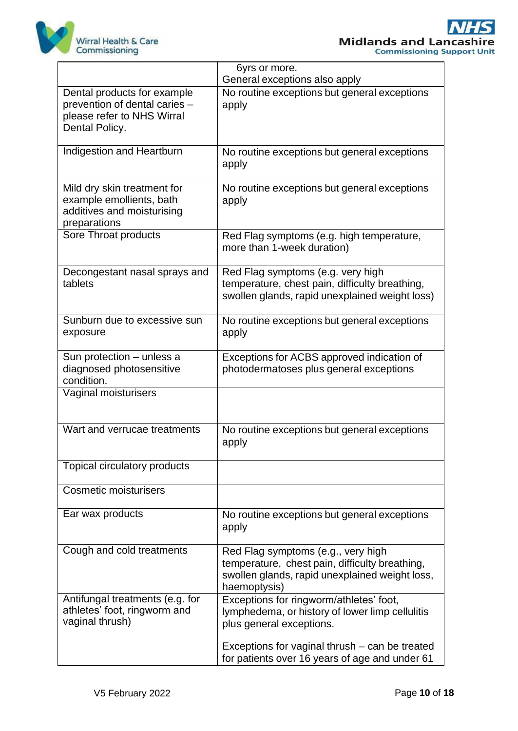| | |
|---|---|
| | 6yrs or more.<br>General exceptions also apply |
| Dental products for example prevention of dental caries – please refer to NHS Wirral Dental Policy. | No routine exceptions but general exceptions apply |
| Indigestion and Heartburn | No routine exceptions but general exceptions apply |
| Mild dry skin treatment for example emollients, bath additives and moisturising preparations | No routine exceptions but general exceptions apply |
| Sore Throat products | Red Flag symptoms (e.g. high temperature, more than 1-week duration) |
| Decongestant nasal sprays and tablets | Red Flag symptoms (e.g. very high temperature, chest pain, difficulty breathing, swollen glands, rapid unexplained weight loss) |
| Sunburn due to excessive sun exposure | No routine exceptions but general exceptions apply |
| Sun protection – unless a diagnosed photosensitive condition. | Exceptions for ACBS approved indication of photodermatoses plus general exceptions |
| Vaginal moisturisers | |
| Wart and verrucae treatments | No routine exceptions but general exceptions apply |
| Topical circulatory products | |
| Cosmetic moisturisers | |
| Ear wax products | No routine exceptions but general exceptions apply |
| Cough and cold treatments | Red Flag symptoms (e.g., very high temperature, chest pain, difficulty breathing, swollen glands, rapid unexplained weight loss, haemoptysis) |
| Antifungal treatments (e.g. for athletes' foot, ringworm and vaginal thrush) | Exceptions for ringworm/athletes' foot, lymphedema, or history of lower limp cellulitis plus general exceptions.<br><br>Exceptions for vaginal thrush – can be treated for patients over 16 years of age and under 61 |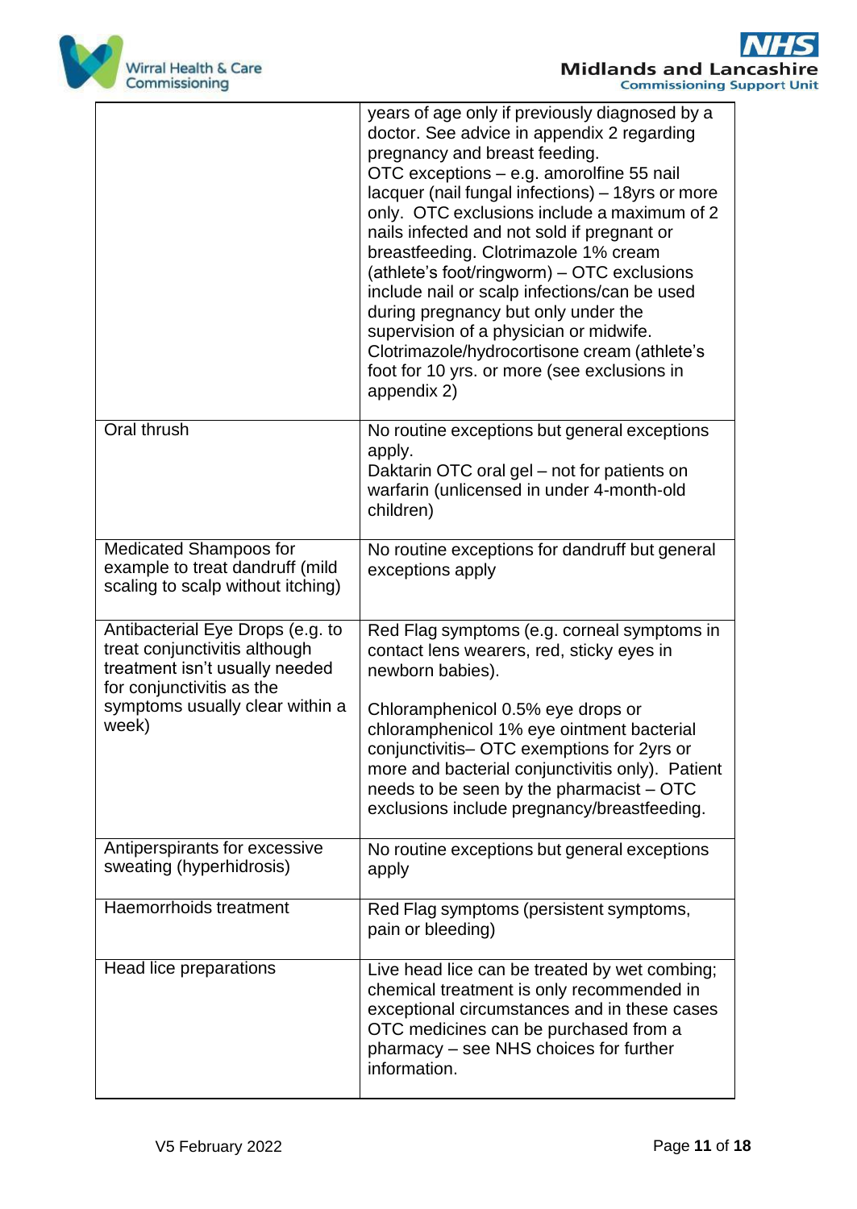| | |
|---|---|
| | years of age only if previously diagnosed by a doctor. See advice in appendix 2 regarding pregnancy and breast feeding.<br>OTC exceptions – e.g. amorolfine 55 nail lacquer (nail fungal infections) – 18yrs or more only. OTC exclusions include a maximum of 2 nails infected and not sold if pregnant or breastfeeding. Clotrimazole 1% cream (athlete's foot/ringworm) – OTC exclusions include nail or scalp infections/can be used during pregnancy but only under the supervision of a physician or midwife. Clotrimazole/hydrocortisone cream (athlete's foot for 10 yrs. or more (see exclusions in appendix 2) |
| Oral thrush | No routine exceptions but general exceptions apply.<br>Daktarin OTC oral gel – not for patients on warfarin (unlicensed in under 4-month-old children) |
| Medicated Shampoos for example to treat dandruff (mild scaling to scalp without itching) | No routine exceptions for dandruff but general exceptions apply |
| Antibacterial Eye Drops (e.g. to treat conjunctivitis although treatment isn't usually needed for conjunctivitis as the symptoms usually clear within a week) | Red Flag symptoms (e.g. corneal symptoms in contact lens wearers, red, sticky eyes in newborn babies).<br><br>Chloramphenicol 0.5% eye drops or chloramphenicol 1% eye ointment bacterial conjunctivitis– OTC exemptions for 2yrs or more and bacterial conjunctivitis only). Patient needs to be seen by the pharmacist – OTC exclusions include pregnancy/breastfeeding. |
| Antiperspirants for excessive sweating (hyperhidrosis) | No routine exceptions but general exceptions apply |
| Haemorrhoids treatment | Red Flag symptoms (persistent symptoms, pain or bleeding) |
| Head lice preparations | Live head lice can be treated by wet combing; chemical treatment is only recommended in exceptional circumstances and in these cases OTC medicines can be purchased from a pharmacy – see NHS choices for further information. |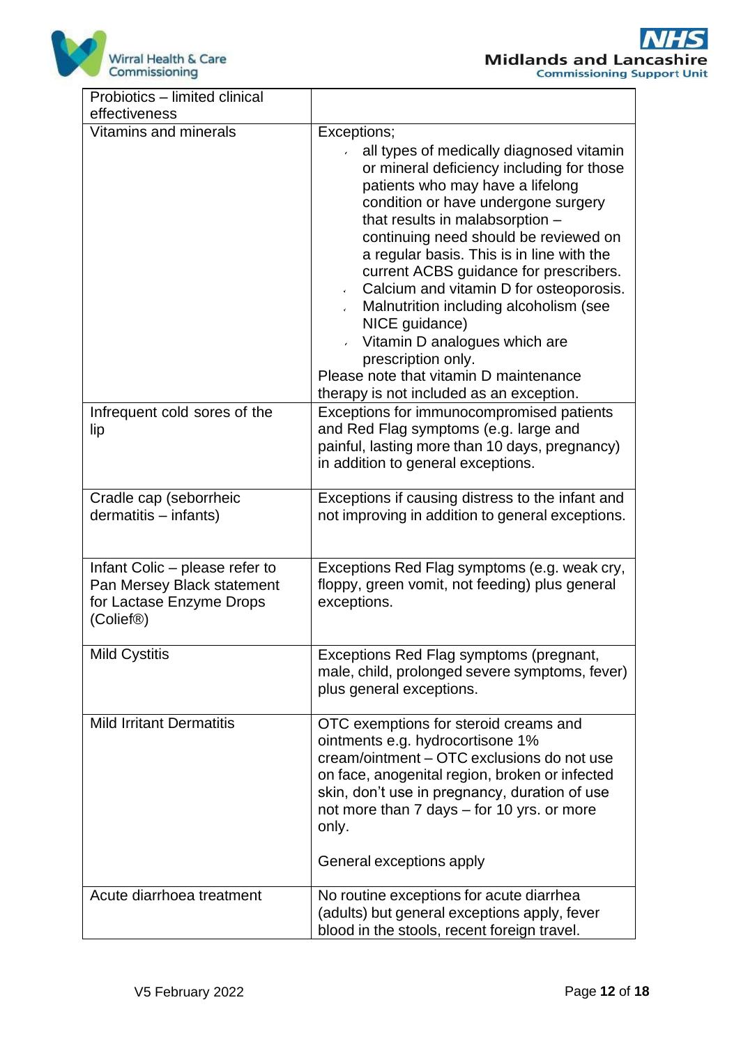| | |
|---|---|
| Probiotics – limited clinical effectiveness | |
| Vitamins and minerals | Exceptions;<br>• all types of medically diagnosed vitamin or mineral deficiency including for those patients who may have a lifelong condition or have undergone surgery that results in malabsorption – continuing need should be reviewed on a regular basis. This is in line with the current ACBS guidance for prescribers.<br>• Calcium and vitamin D for osteoporosis.<br>• Malnutrition including alcoholism (see NICE guidance)<br>• Vitamin D analogues which are prescription only.<br>Please note that vitamin D maintenance therapy is not included as an exception. |
| Infrequent cold sores of the lip | Exceptions for immunocompromised patients and Red Flag symptoms (e.g. large and painful, lasting more than 10 days, pregnancy) in addition to general exceptions. |
| Cradle cap (seborrheic dermatitis – infants) | Exceptions if causing distress to the infant and not improving in addition to general exceptions. |
| Infant Colic – please refer to Pan Mersey Black statement for Lactase Enzyme Drops (Colief®) | Exceptions Red Flag symptoms (e.g. weak cry, floppy, green vomit, not feeding) plus general exceptions. |
| Mild Cystitis | Exceptions Red Flag symptoms (pregnant, male, child, prolonged severe symptoms, fever) plus general exceptions. |
| Mild Irritant Dermatitis | OTC exemptions for steroid creams and ointments e.g. hydrocortisone 1% cream/ointment – OTC exclusions do not use on face, anogenital region, broken or infected skin, don't use in pregnancy, duration of use not more than 7 days – for 10 yrs. or more only.<br><br>General exceptions apply |
| Acute diarrhoea treatment | No routine exceptions for acute diarrhea (adults) but general exceptions apply, fever blood in the stools, recent foreign travel. |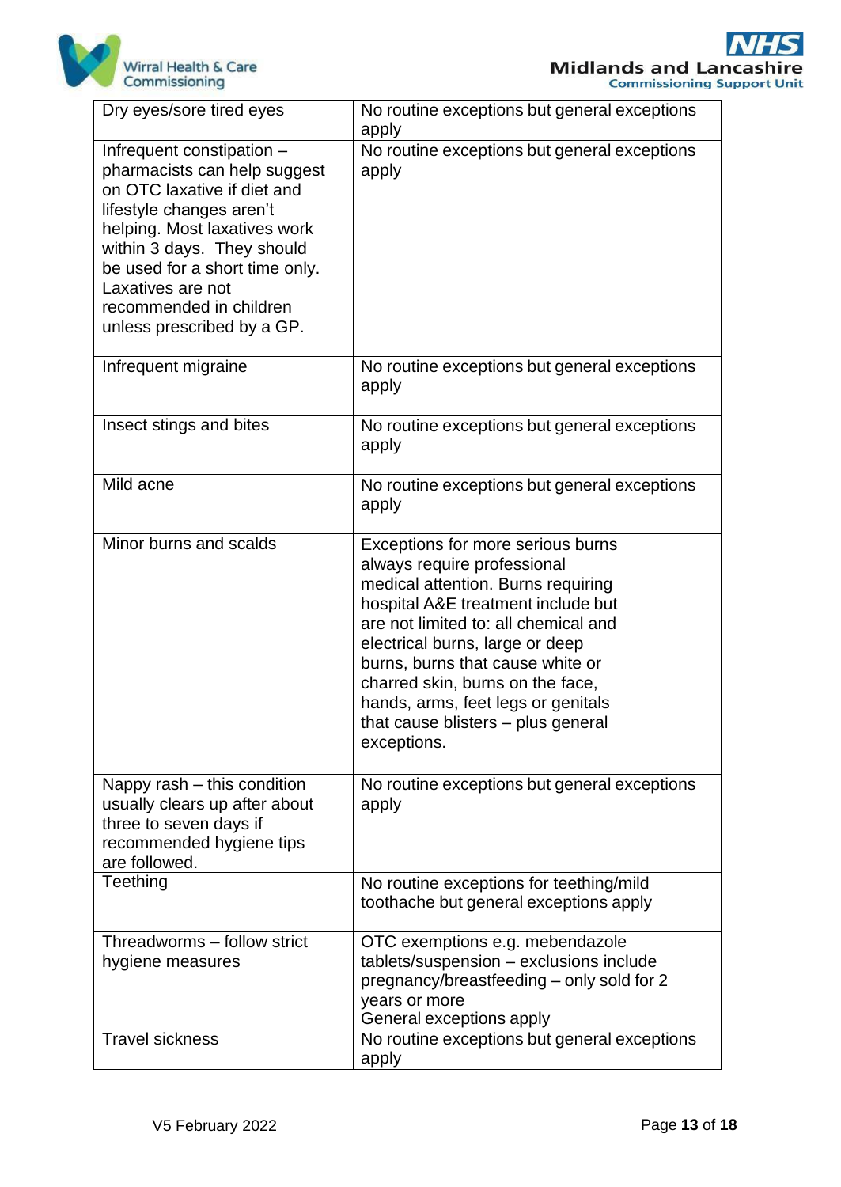| | |
|---|---|
| Dry eyes/sore tired eyes | No routine exceptions but general exceptions apply |
| Infrequent constipation – pharmacists can help suggest on OTC laxative if diet and lifestyle changes aren't helping. Most laxatives work within 3 days. They should be used for a short time only. Laxatives are not recommended in children unless prescribed by a GP. | No routine exceptions but general exceptions apply |
| Infrequent migraine | No routine exceptions but general exceptions apply |
| Insect stings and bites | No routine exceptions but general exceptions apply |
| Mild acne | No routine exceptions but general exceptions apply |
| Minor burns and scalds | Exceptions for more serious burns always require professional medical attention. Burns requiring hospital A&E treatment include but are not limited to: all chemical and electrical burns, large or deep burns, burns that cause white or charred skin, burns on the face, hands, arms, feet legs or genitals that cause blisters – plus general exceptions. |
| Nappy rash – this condition usually clears up after about three to seven days if recommended hygiene tips are followed. | No routine exceptions but general exceptions apply |
| Teething | No routine exceptions for teething/mild toothache but general exceptions apply |
| Threadworms – follow strict hygiene measures | OTC exemptions e.g. mebendazole tablets/suspension – exclusions include pregnancy/breastfeeding – only sold for 2 years or more<br>General exceptions apply |
| Travel sickness | No routine exceptions but general exceptions apply |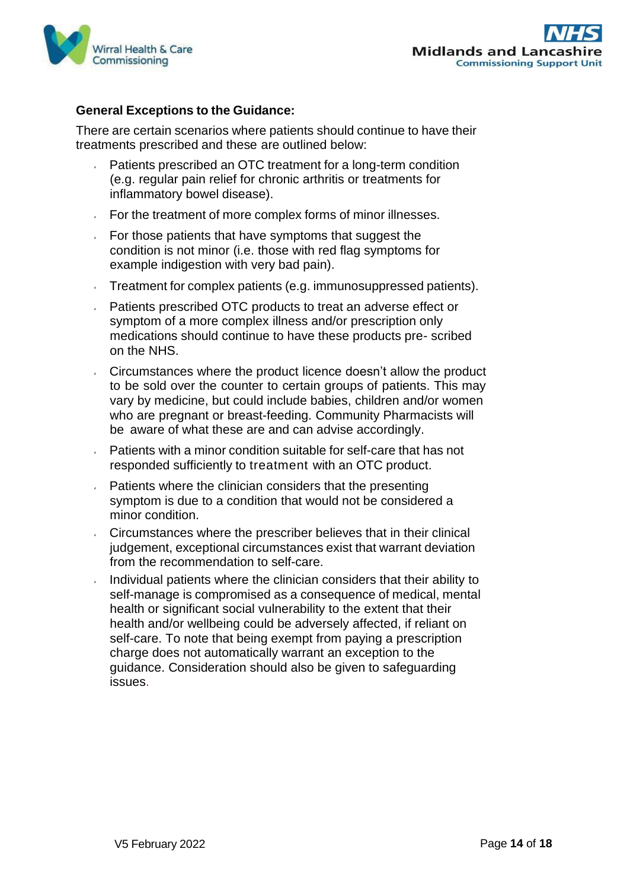**General Exceptions to the Guidance:**

There are certain scenarios where patients should continue to have their treatments prescribed and these are outlined below:

- Patients prescribed an OTC treatment for a long-term condition (e.g. regular pain relief for chronic arthritis or treatments for inflammatory bowel disease).
- For the treatment of more complex forms of minor illnesses.
- For those patients that have symptoms that suggest the condition is not minor (i.e. those with red flag symptoms for example indigestion with very bad pain).
- Treatment for complex patients (e.g. immunosuppressed patients).
- Patients prescribed OTC products to treat an adverse effect or symptom of a more complex illness and/or prescription only medications should continue to have these products pre- scribed on the NHS.
- Circumstances where the product licence doesn't allow the product to be sold over the counter to certain groups of patients. This may vary by medicine, but could include babies, children and/or women who are pregnant or breast-feeding. Community Pharmacists will be aware of what these are and can advise accordingly.
- Patients with a minor condition suitable for self-care that has not responded sufficiently to treatment with an OTC product.
- Patients where the clinician considers that the presenting symptom is due to a condition that would not be considered a minor condition.
- Circumstances where the prescriber believes that in their clinical judgement, exceptional circumstances exist that warrant deviation from the recommendation to self-care.
- Individual patients where the clinician considers that their ability to self-manage is compromised as a consequence of medical, mental health or significant social vulnerability to the extent that their health and/or wellbeing could be adversely affected, if reliant on self-care. To note that being exempt from paying a prescription charge does not automatically warrant an exception to the guidance. Consideration should also be given to safeguarding issues.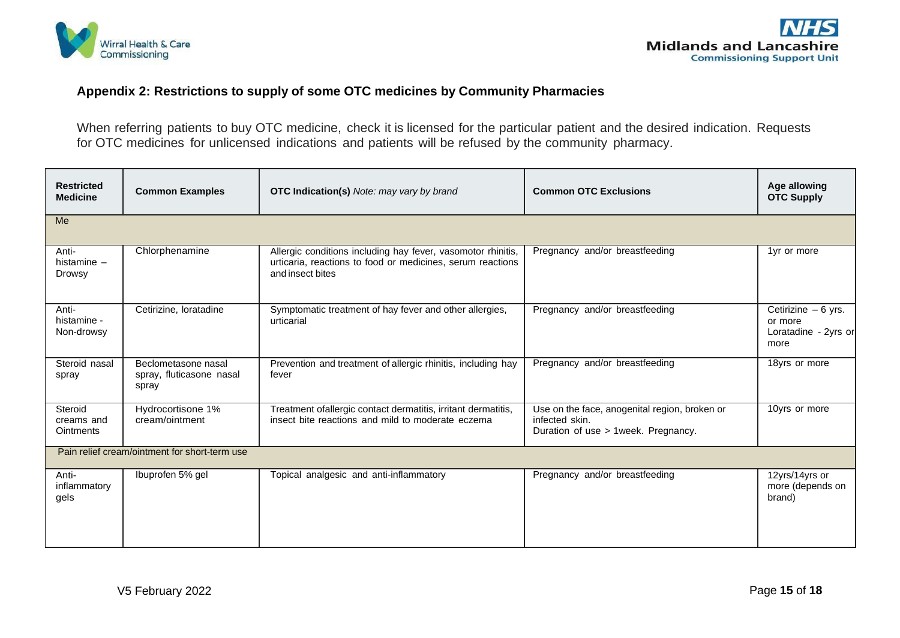## Appendix 2: Restrictions to supply of some OTC medicines by Community Pharmacies

When referring patients to buy OTC medicine, check it is licensed for the particular patient and the desired indication. Requests for OTC medicines for unlicensed indications and patients will be refused by the community pharmacy.

| Restricted Medicine | Common Examples | OTC Indication(s) *Note: may vary by brand* | Common OTC Exclusions | Age allowing OTC Supply |
|---|---|---|---|---|
| Me | | | | |
| Anti-histamine – Drowsy | Chlorphenamine | Allergic conditions including hay fever, vasomotor rhinitis, urticaria, reactions to food or medicines, serum reactions and insect bites | Pregnancy and/or breastfeeding | 1yr or more |
| Anti-histamine - Non-drowsy | Cetirizine, loratadine | Symptomatic treatment of hay fever and other allergies, urticarial | Pregnancy and/or breastfeeding | Cetirizine – 6 yrs. or more<br>Loratadine - 2yrs or more |
| Steroid nasal spray | Beclometasone nasal spray, fluticasone nasal spray | Prevention and treatment of allergic rhinitis, including hay fever | Pregnancy and/or breastfeeding | 18yrs or more |
| Steroid creams and Ointments | Hydrocortisone 1% cream/ointment | Treatment ofallergic contact dermatitis, irritant dermatitis, insect bite reactions and mild to moderate eczema | Use on the face, anogenital region, broken or infected skin.<br>Duration of use > 1week. Pregnancy. | 10yrs or more |
| Pain relief cream/ointment for short-term use | | | | |
| Anti-inflammatory gels | Ibuprofen 5% gel | Topical analgesic and anti-inflammatory | Pregnancy and/or breastfeeding | 12yrs/14yrs or more (depends on brand) |

V5 February 2022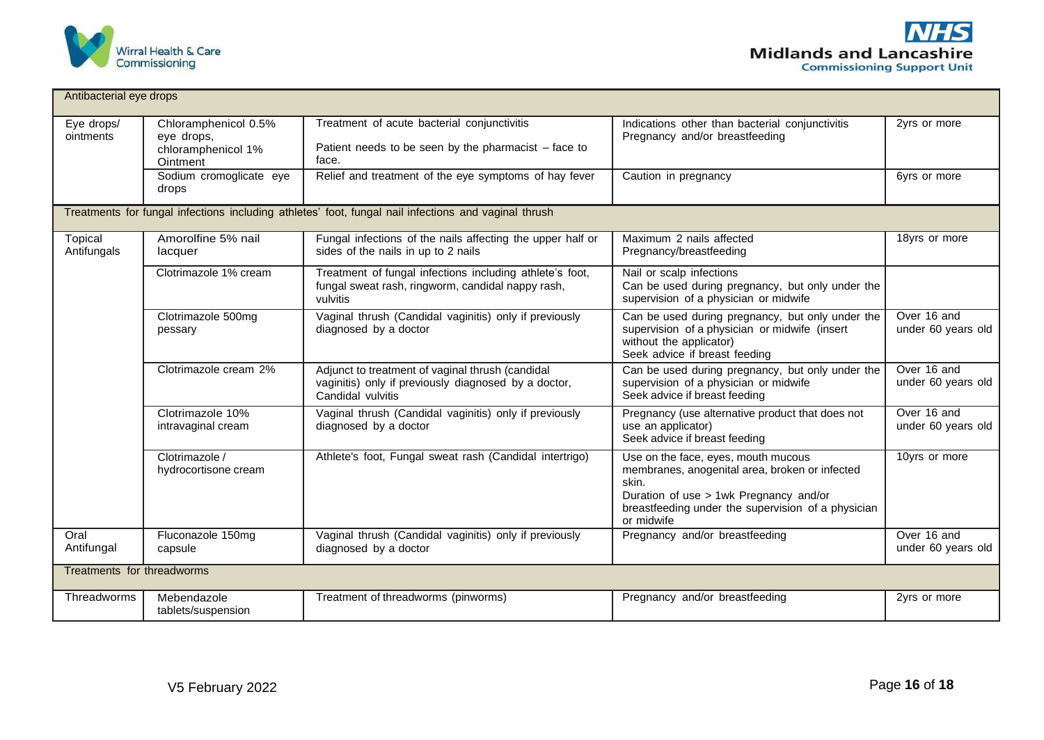| | | | | |
|---|---|---|---|---|
| Antibacterial eye drops | | | | |
| Eye drops/ ointments | Chloramphenicol 0.5% eye drops, chloramphenicol 1% Ointment | Treatment of acute bacterial conjunctivitis<br><br>Patient needs to be seen by the pharmacist – face to face. | Indications other than bacterial conjunctivitis<br>Pregnancy and/or breastfeeding | 2yrs or more |
| | Sodium cromoglicate eye drops | Relief and treatment of the eye symptoms of hay fever | Caution in pregnancy | 6yrs or more |
| Treatments for fungal infections including athletes' foot, fungal nail infections and vaginal thrush | | | | |
| Topical Antifungals | Amorolfine 5% nail lacquer | Fungal infections of the nails affecting the upper half or sides of the nails in up to 2 nails | Maximum 2 nails affected<br>Pregnancy/breastfeeding | 18yrs or more |
| | Clotrimazole 1% cream | Treatment of fungal infections including athlete's foot, fungal sweat rash, ringworm, candidal nappy rash, vulvitis | Nail or scalp infections<br>Can be used during pregnancy, but only under the supervision of a physician or midwife | |
| | Clotrimazole 500mg pessary | Vaginal thrush (Candidal vaginitis) only if previously diagnosed by a doctor | Can be used during pregnancy, but only under the supervision of a physician or midwife (insert without the applicator)<br>Seek advice if breast feeding | Over 16 and under 60 years old |
| | Clotrimazole cream 2% | Adjunct to treatment of vaginal thrush (candidal vaginitis) only if previously diagnosed by a doctor, Candidal vulvitis | Can be used during pregnancy, but only under the supervision of a physician or midwife<br>Seek advice if breast feeding | Over 16 and under 60 years old |
| | Clotrimazole 10% intravaginal cream | Vaginal thrush (Candidal vaginitis) only if previously diagnosed by a doctor | Pregnancy (use alternative product that does not use an applicator)<br>Seek advice if breast feeding | Over 16 and under 60 years old |
| | Clotrimazole / hydrocortisone cream | Athlete's foot, Fungal sweat rash (Candidal intertrigo) | Use on the face, eyes, mouth mucous membranes, anogenital area, broken or infected skin.<br>Duration of use > 1wk Pregnancy and/or breastfeeding under the supervision of a physician or midwife | 10yrs or more |
| Oral Antifungal | Fluconazole 150mg capsule | Vaginal thrush (Candidal vaginitis) only if previously diagnosed by a doctor | Pregnancy and/or breastfeeding | Over 16 and under 60 years old |
| Treatments for threadworms | | | | |
| Threadworms | Mebendazole tablets/suspension | Treatment of threadworms (pinworms) | Pregnancy and/or breastfeeding | 2yrs or more |

V5 February 2022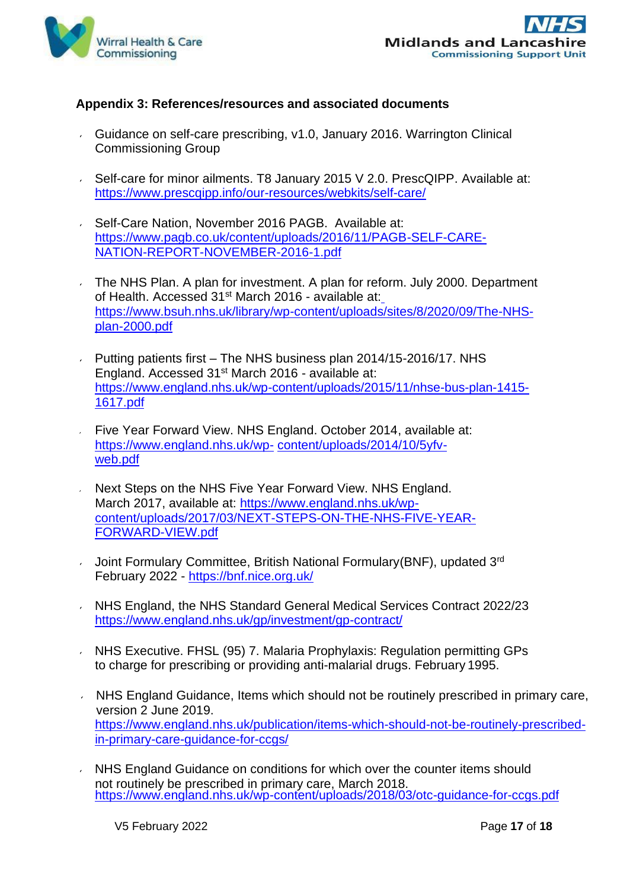### Appendix 3: References/resources and associated documents

- Guidance on self-care prescribing, v1.0, January 2016. Warrington Clinical Commissioning Group
- Self-care for minor ailments. T8 January 2015 V 2.0. PrescQIPP. Available at: https://www.prescqipp.info/our-resources/webkits/self-care/
- Self-Care Nation, November 2016 PAGB. Available at: https://www.pagb.co.uk/content/uploads/2016/11/PAGB-SELF-CARE-NATION-REPORT-NOVEMBER-2016-1.pdf
- The NHS Plan. A plan for investment. A plan for reform. July 2000. Department of Health. Accessed 31st March 2016 - available at: https://www.bsuh.nhs.uk/library/wp-content/uploads/sites/8/2020/09/The-NHS-plan-2000.pdf
- Putting patients first – The NHS business plan 2014/15-2016/17. NHS England. Accessed 31st March 2016 - available at: https://www.england.nhs.uk/wp-content/uploads/2015/11/nhse-bus-plan-1415-1617.pdf
- Five Year Forward View. NHS England. October 2014, available at: https://www.england.nhs.uk/wp- content/uploads/2014/10/5yfv-web.pdf
- Next Steps on the NHS Five Year Forward View. NHS England. March 2017, available at: https://www.england.nhs.uk/wp-content/uploads/2017/03/NEXT-STEPS-ON-THE-NHS-FIVE-YEAR-FORWARD-VIEW.pdf
- Joint Formulary Committee, British National Formulary(BNF), updated 3rd February 2022 - https://bnf.nice.org.uk/
- NHS England, the NHS Standard General Medical Services Contract 2022/23 https://www.england.nhs.uk/gp/investment/gp-contract/
- NHS Executive. FHSL (95) 7. Malaria Prophylaxis: Regulation permitting GPs to charge for prescribing or providing anti-malarial drugs. February 1995.
- NHS England Guidance, Items which should not be routinely prescribed in primary care, version 2 June 2019. https://www.england.nhs.uk/publication/items-which-should-not-be-routinely-prescribed-in-primary-care-guidance-for-ccgs/
- NHS England Guidance on conditions for which over the counter items should not routinely be prescribed in primary care, March 2018. https://www.england.nhs.uk/wp-content/uploads/2018/03/otc-guidance-for-ccgs.pdf

V5 February 2022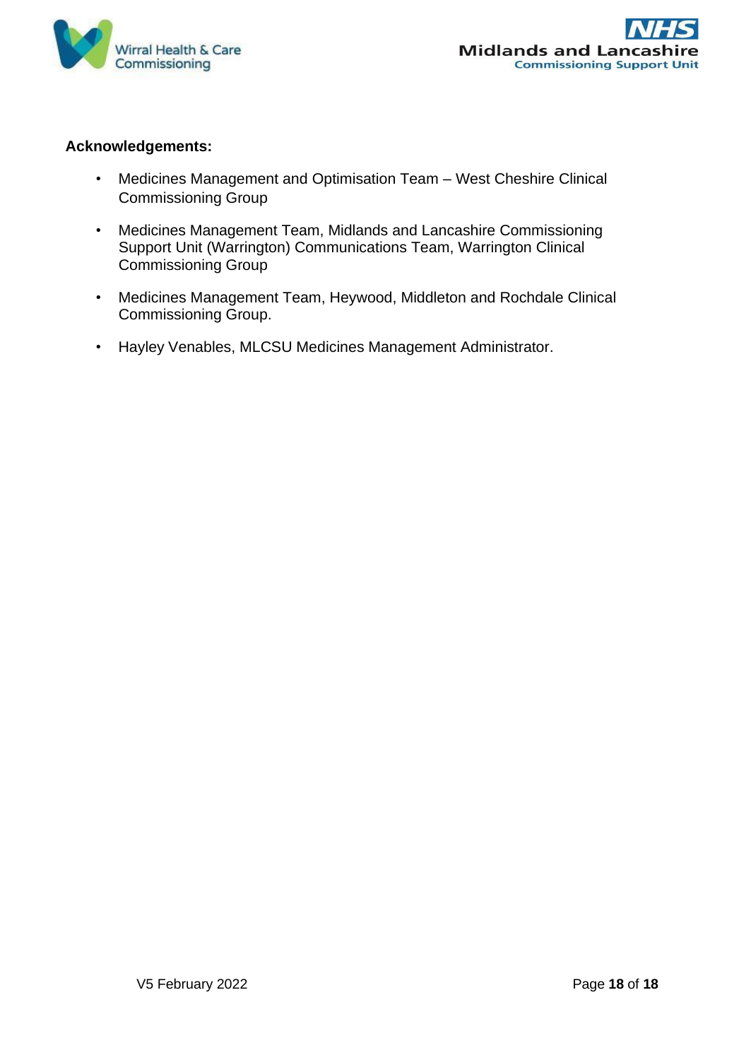**Acknowledgements:**

- Medicines Management and Optimisation Team – West Cheshire Clinical Commissioning Group
- Medicines Management Team, Midlands and Lancashire Commissioning Support Unit (Warrington) Communications Team, Warrington Clinical Commissioning Group
- Medicines Management Team, Heywood, Middleton and Rochdale Clinical Commissioning Group.
- Hayley Venables, MLCSU Medicines Management Administrator.